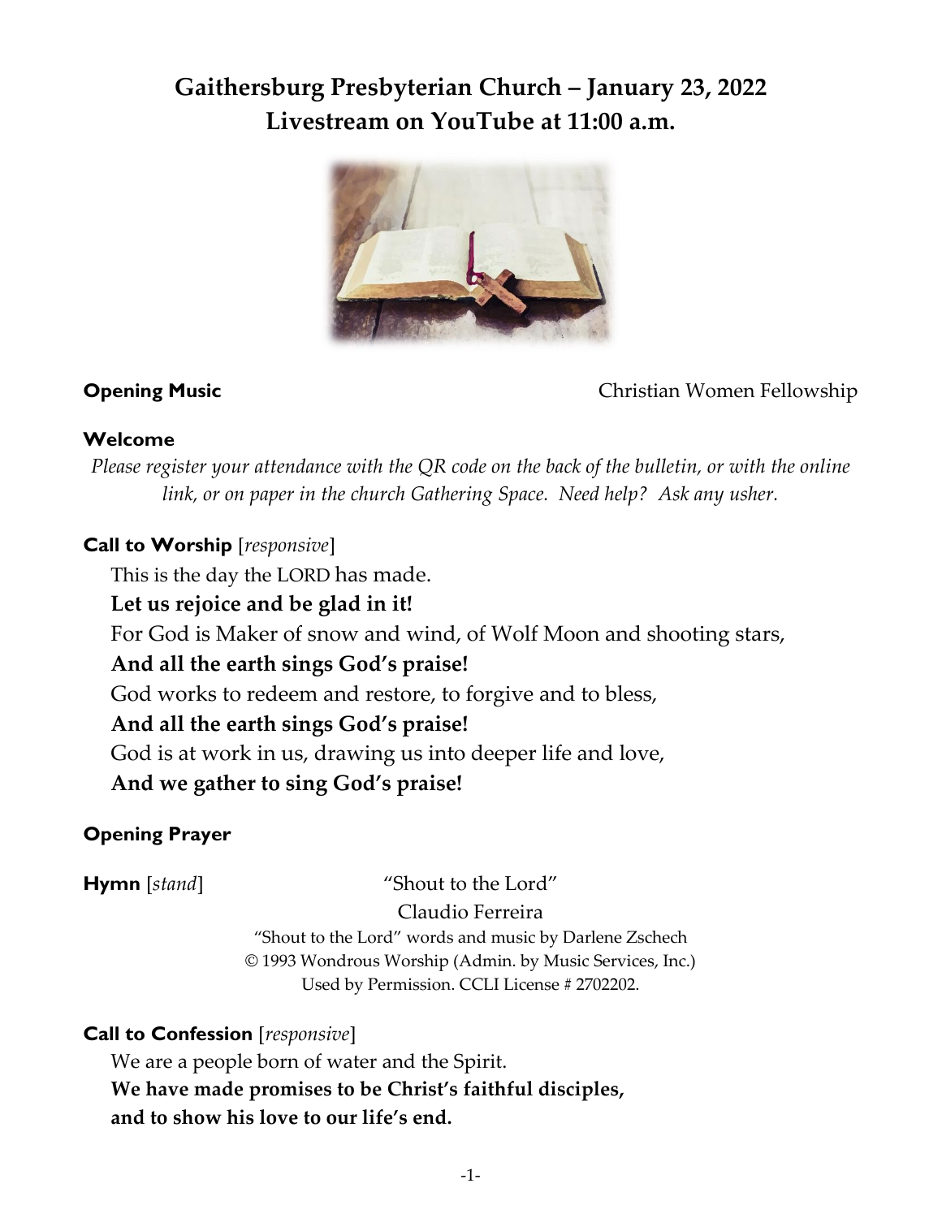# Gaithersburg Presbyterian Church – January 23, 2022
# Livestream on YouTube at 11:00 a.m.

**Opening Music** Christian Women Fellowship

**Welcome**

*Please register your attendance with the QR code on the back of the bulletin, or with the online link, or on paper in the church Gathering Space. Need help? Ask any usher.*

**Call to Worship** [*responsive*]

This is the day the LORD has made.
**Let us rejoice and be glad in it!**
For God is Maker of snow and wind, of Wolf Moon and shooting stars,
**And all the earth sings God's praise!**
God works to redeem and restore, to forgive and to bless,
**And all the earth sings God's praise!**
God is at work in us, drawing us into deeper life and love,
**And we gather to sing God's praise!**

**Opening Prayer**

**Hymn** [*stand*] "Shout to the Lord"
Claudio Ferreira

"Shout to the Lord" words and music by Darlene Zschech
© 1993 Wondrous Worship (Admin. by Music Services, Inc.)
Used by Permission. CCLI License # 2702202.

**Call to Confession** [*responsive*]

We are a people born of water and the Spirit.
**We have made promises to be Christ's faithful disciples,**
**and to show his love to our life's end.**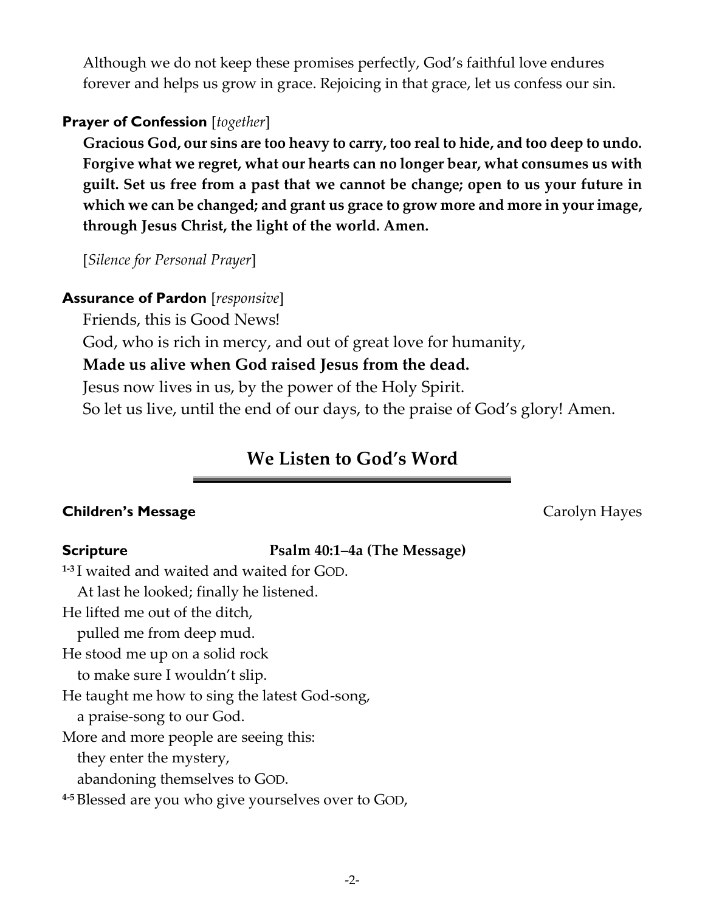Although we do not keep these promises perfectly, God's faithful love endures forever and helps us grow in grace. Rejoicing in that grace, let us confess our sin.

**Prayer of Confession** [*together*]

**Gracious God, our sins are too heavy to carry, too real to hide, and too deep to undo. Forgive what we regret, what our hearts can no longer bear, what consumes us with guilt. Set us free from a past that we cannot be change; open to us your future in which we can be changed; and grant us grace to grow more and more in your image, through Jesus Christ, the light of the world. Amen.**

[*Silence for Personal Prayer*]

**Assurance of Pardon** [*responsive*]

Friends, this is Good News!
God, who is rich in mercy, and out of great love for humanity,
**Made us alive when God raised Jesus from the dead.**
Jesus now lives in us, by the power of the Holy Spirit.
So let us live, until the end of our days, to the praise of God's glory! Amen.

## We Listen to God's Word

**Children's Message** Carolyn Hayes

**Scripture** **Psalm 40:1–4a (The Message)**

[1-3] I waited and waited and waited for GOD.
At last he looked; finally he listened.
He lifted me out of the ditch,
pulled me from deep mud.
He stood me up on a solid rock
to make sure I wouldn't slip.
He taught me how to sing the latest God-song,
a praise-song to our God.
More and more people are seeing this:
they enter the mystery,
abandoning themselves to GOD.
[4-5] Blessed are you who give yourselves over to GOD,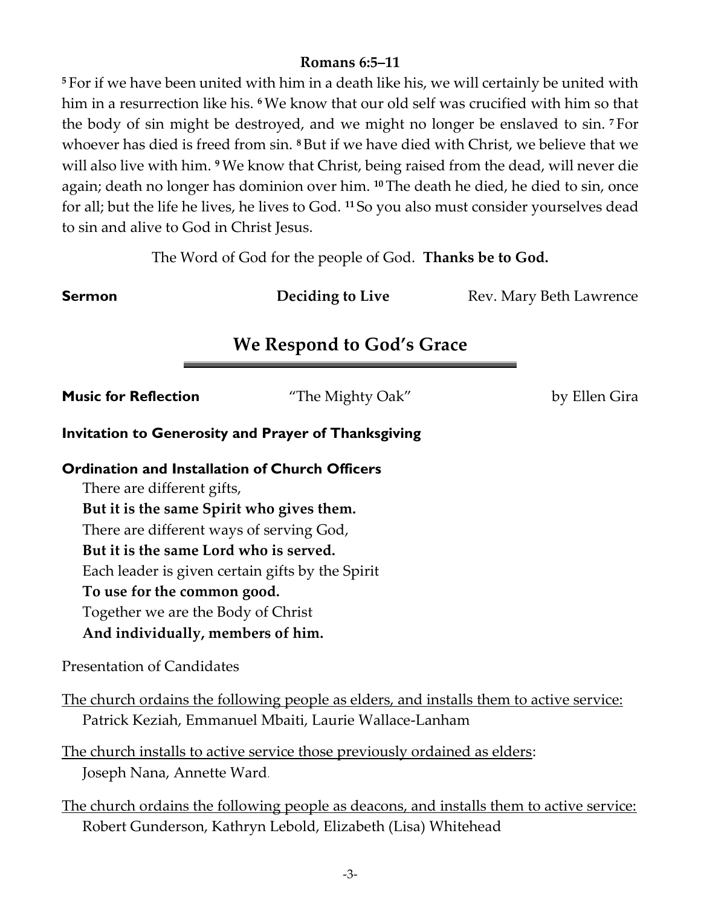**Romans 6:5–11**

[5] For if we have been united with him in a death like his, we will certainly be united with him in a resurrection like his. [6] We know that our old self was crucified with him so that the body of sin might be destroyed, and we might no longer be enslaved to sin. [7] For whoever has died is freed from sin. [8] But if we have died with Christ, we believe that we will also live with him. [9] We know that Christ, being raised from the dead, will never die again; death no longer has dominion over him. [10] The death he died, he died to sin, once for all; but the life he lives, he lives to God. [11] So you also must consider yourselves dead to sin and alive to God in Christ Jesus.

The Word of God for the people of God. **Thanks be to God.**

**Sermon** **Deciding to Live** Rev. Mary Beth Lawrence

## We Respond to God's Grace

**Music for Reflection** "The Mighty Oak" by Ellen Gira

**Invitation to Generosity and Prayer of Thanksgiving**

**Ordination and Installation of Church Officers**

There are different gifts,
**But it is the same Spirit who gives them.**
There are different ways of serving God,
**But it is the same Lord who is served.**
Each leader is given certain gifts by the Spirit
**To use for the common good.**
Together we are the Body of Christ
**And individually, members of him.**

Presentation of Candidates

<u>The church ordains the following people as elders, and installs them to active service:</u>
Patrick Keziah, Emmanuel Mbaiti, Laurie Wallace-Lanham

<u>The church installs to active service those previously ordained as elders</u>:
Joseph Nana, Annette Ward.

<u>The church ordains the following people as deacons, and installs them to active service:</u>
Robert Gunderson, Kathryn Lebold, Elizabeth (Lisa) Whitehead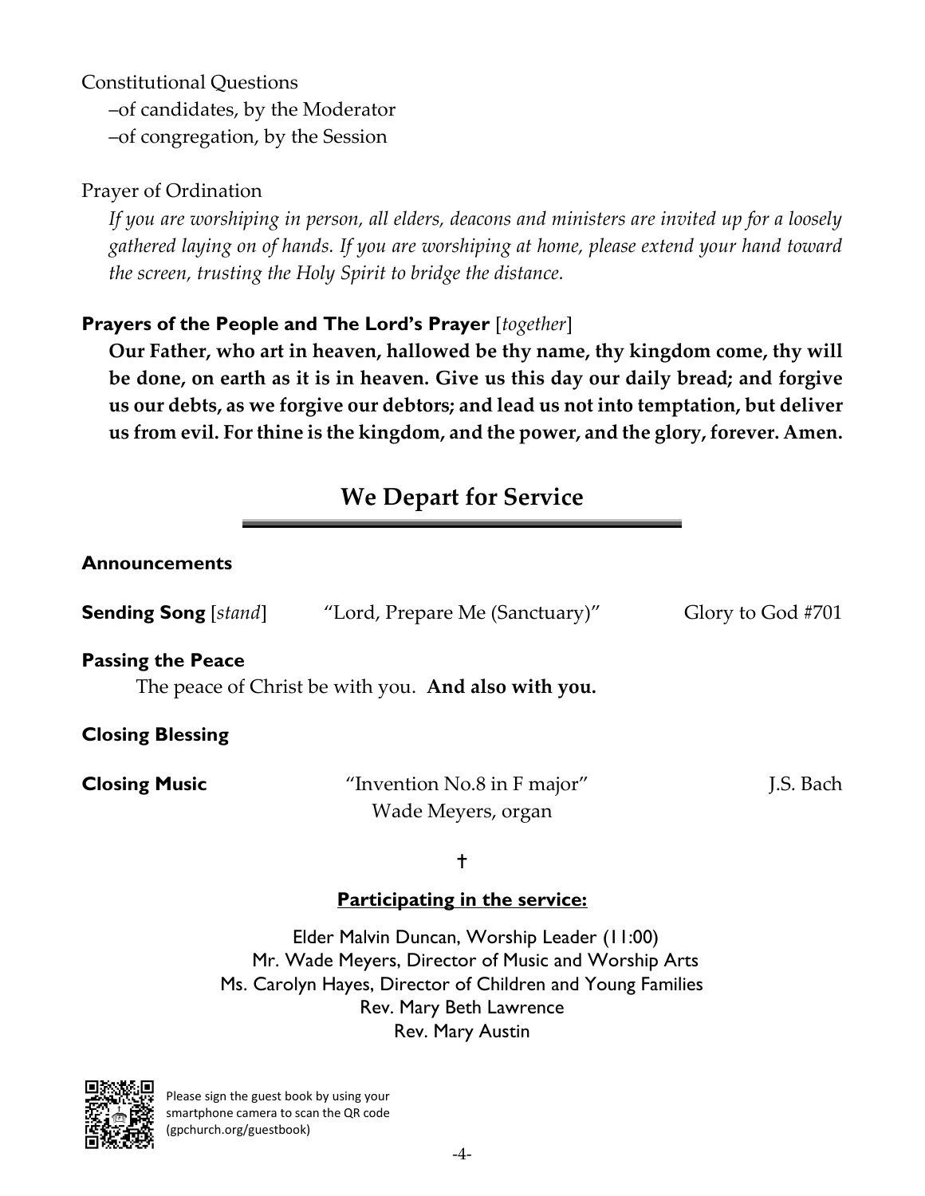Constitutional Questions

–of candidates, by the Moderator

–of congregation, by the Session

Prayer of Ordination

*If you are worshiping in person, all elders, deacons and ministers are invited up for a loosely gathered laying on of hands. If you are worshiping at home, please extend your hand toward the screen, trusting the Holy Spirit to bridge the distance.*

**Prayers of the People and The Lord's Prayer** [*together*]

**Our Father, who art in heaven, hallowed be thy name, thy kingdom come, thy will be done, on earth as it is in heaven. Give us this day our daily bread; and forgive us our debts, as we forgive our debtors; and lead us not into temptation, but deliver us from evil. For thine is the kingdom, and the power, and the glory, forever. Amen.**

## We Depart for Service

**Announcements**

**Sending Song** [*stand*] "Lord, Prepare Me (Sanctuary)" Glory to God #701

**Passing the Peace**

The peace of Christ be with you. **And also with you.**

**Closing Blessing**

**Closing Music** "Invention No.8 in F major" J.S. Bach

Wade Meyers, organ

†

**Participating in the service:**

Elder Malvin Duncan, Worship Leader (11:00)

Mr. Wade Meyers, Director of Music and Worship Arts

Ms. Carolyn Hayes, Director of Children and Young Families

Rev. Mary Beth Lawrence

Rev. Mary Austin

Please sign the guest book by using your smartphone camera to scan the QR code (gpchurch.org/guestbook)